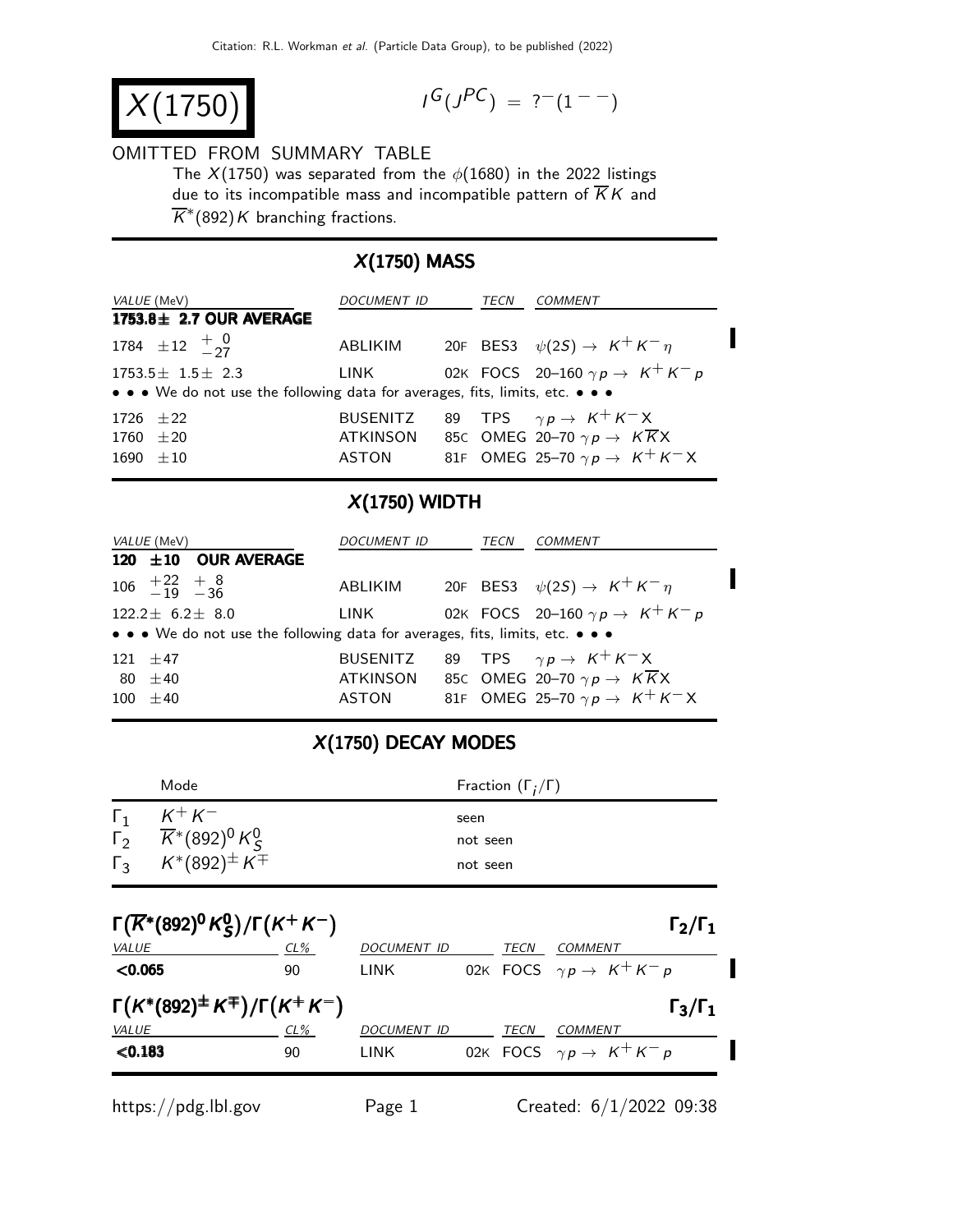Citation: R.L. Workman et al. (Particle Data Group), to be published (2022)

# X(1750)

$I^G(J^{PC}) = ?^-(1^{--})$

OMITTED FROM SUMMARY TABLE

The $X(1750)$ was separated from the $\phi(1680)$ in the 2022 listings due to its incompatible mass and incompatible pattern of $\overline{K}K$ and $\overline{K}^*(892)K$ branching fractions.

## X(1750) MASS

| VALUE (MeV) | DOCUMENT ID | | TECN | COMMENT |
|---|---|---|---|---|
| **1753.8± 2.7 OUR AVERAGE** | | | | |
| $1784 \pm 12 \ ^{+0}_{-27}$ | ABLIKIM | 20F | BES3 | $\psi(2S) \to K^+K^-\eta$ |
| $1753.5 \pm 1.5 \pm 2.3$ | LINK | 02K | FOCS | 20–160 $\gamma p \to K^+K^-p$ |
| • • • We do not use the following data for averages, fits, limits, etc. • • • | | | | |
| $1726 \pm 22$ | BUSENITZ | 89 | TPS | $\gamma p \to K^+K^-X$ |
| $1760 \pm 20$ | ATKINSON | 85C | OMEG | 20–70 $\gamma p \to K\overline{K}X$ |
| $1690 \pm 10$ | ASTON | 81F | OMEG | 25–70 $\gamma p \to K^+K^-X$ |

## X(1750) WIDTH

| VALUE (MeV) | DOCUMENT ID | | TECN | COMMENT |
|---|---|---|---|---|
| **120 ±10 OUR AVERAGE** | | | | |
| $106 \ ^{+22}_{-19} \ ^{+8}_{-36}$ | ABLIKIM | 20F | BES3 | $\psi(2S) \to K^+K^-\eta$ |
| $122.2 \pm 6.2 \pm 8.0$ | LINK | 02K | FOCS | 20–160 $\gamma p \to K^+K^-p$ |
| • • • We do not use the following data for averages, fits, limits, etc. • • • | | | | |
| $121 \pm 47$ | BUSENITZ | 89 | TPS | $\gamma p \to K^+K^-X$ |
| $80 \pm 40$ | ATKINSON | 85C | OMEG | 20–70 $\gamma p \to K\overline{K}X$ |
| $100 \pm 40$ | ASTON | 81F | OMEG | 25–70 $\gamma p \to K^+K^-X$ |

## X(1750) DECAY MODES

| | Mode | Fraction ($\Gamma_i/\Gamma$) |
|---|---|---|
| $\Gamma_1$ | $K^+K^-$ | seen |
| $\Gamma_2$ | $\overline{K}^*(892)^0 K^0_S$ | not seen |
| $\Gamma_3$ | $K^*(892)^\pm K^\mp$ | not seen |

### $\Gamma(\overline{K}^*(892)^0 K^0_S)/\Gamma(K^+K^-)$ — $\Gamma_2/\Gamma_1$

| VALUE | CL% | DOCUMENT ID | | TECN | COMMENT |
|---|---|---|---|---|---|
| **<0.065** | 90 | LINK | 02K | FOCS | $\gamma p \to K^+K^-p$ |

### $\Gamma(K^*(892)^\pm K^\mp)/\Gamma(K^+K^-)$ — $\Gamma_3/\Gamma_1$

| VALUE | CL% | DOCUMENT ID | | TECN | COMMENT |
|---|---|---|---|---|---|
| **<0.183** | 90 | LINK | 02K | FOCS | $\gamma p \to K^+K^-p$ |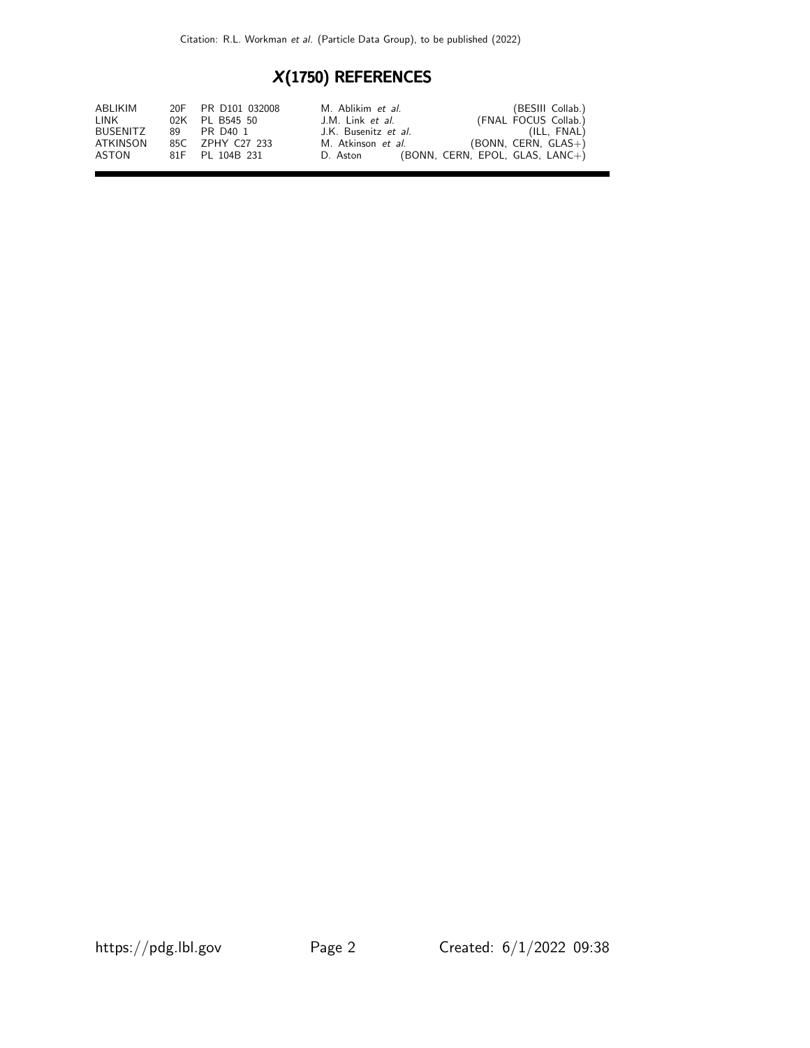# *X*(1750) REFERENCES

| | | | | |
|---|---|---|---|---|
| ABLIKIM | 20F | PR D101 032008 | M. Ablikim *et al.* | (BESIII Collab.) |
| LINK | 02K | PL B545 50 | J.M. Link *et al.* | (FNAL FOCUS Collab.) |
| BUSENITZ | 89 | PR D40 1 | J.K. Busenitz *et al.* | (ILL, FNAL) |
| ATKINSON | 85C | ZPHY C27 233 | M. Atkinson *et al.* | (BONN, CERN, GLAS+) |
| ASTON | 81F | PL 104B 231 | D. Aston | (BONN, CERN, EPOL, GLAS, LANC+) |